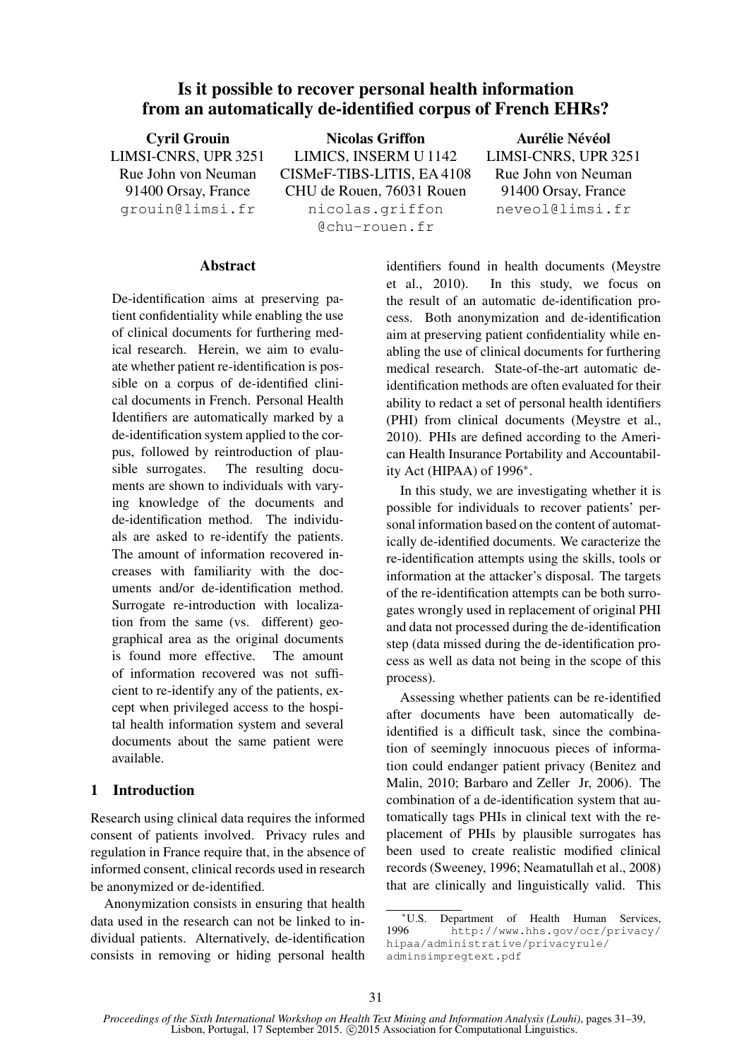# Is it possible to recover personal health information from an automatically de-identified corpus of French EHRs?

**Cyril Grouin**
LIMSI-CNRS, UPR 3251
Rue John von Neuman
91400 Orsay, France
grouin@limsi.fr

**Nicolas Griffon**
LIMICS, INSERM U 1142
CISMeF-TIBS-LITIS, EA 4108
CHU de Rouen, 76031 Rouen
nicolas.griffon@chu-rouen.fr

**Aurélie Névéol**
LIMSI-CNRS, UPR 3251
Rue John von Neuman
91400 Orsay, France
neveol@limsi.fr

## Abstract

De-identification aims at preserving patient confidentiality while enabling the use of clinical documents for furthering medical research. Herein, we aim to evaluate whether patient re-identification is possible on a corpus of de-identified clinical documents in French. Personal Health Identifiers are automatically marked by a de-identification system applied to the corpus, followed by reintroduction of plausible surrogates. The resulting documents are shown to individuals with varying knowledge of the documents and de-identification method. The individuals are asked to re-identify the patients. The amount of information recovered increases with familiarity with the documents and/or de-identification method. Surrogate re-introduction with localization from the same (vs. different) geographical area as the original documents is found more effective. The amount of information recovered was not sufficient to re-identify any of the patients, except when privileged access to the hospital health information system and several documents about the same patient were available.

## 1 Introduction

Research using clinical data requires the informed consent of patients involved. Privacy rules and regulation in France require that, in the absence of informed consent, clinical records used in research be anonymized or de-identified.

Anonymization consists in ensuring that health data used in the research can not be linked to individual patients. Alternatively, de-identification consists in removing or hiding personal health identifiers found in health documents (Meystre et al., 2010). In this study, we focus on the result of an automatic de-identification process. Both anonymization and de-identification aim at preserving patient confidentiality while enabling the use of clinical documents for furthering medical research. State-of-the-art automatic de-identification methods are often evaluated for their ability to redact a set of personal health identifiers (PHI) from clinical documents (Meystre et al., 2010). PHIs are defined according to the American Health Insurance Portability and Accountability Act (HIPAA) of 1996*.

In this study, we are investigating whether it is possible for individuals to recover patients' personal information based on the content of automatically de-identified documents. We caracterize the re-identification attempts using the skills, tools or information at the attacker's disposal. The targets of the re-identification attempts can be both surrogates wrongly used in replacement of original PHI and data not processed during the de-identification step (data missed during the de-identification process as well as data not being in the scope of this process).

Assessing whether patients can be re-identified after documents have been automatically de-identified is a difficult task, since the combination of seemingly innocuous pieces of information could endanger patient privacy (Benitez and Malin, 2010; Barbaro and Zeller Jr, 2006). The combination of a de-identification system that automatically tags PHIs in clinical text with the replacement of PHIs by plausible surrogates has been used to create realistic modified clinical records (Sweeney, 1996; Neamatullah et al., 2008) that are clinically and linguistically valid. This

*U.S. Department of Health Human Services, 1996 http://www.hhs.gov/ocr/privacy/hipaa/administrative/privacyrule/adminsimpregtext.pdf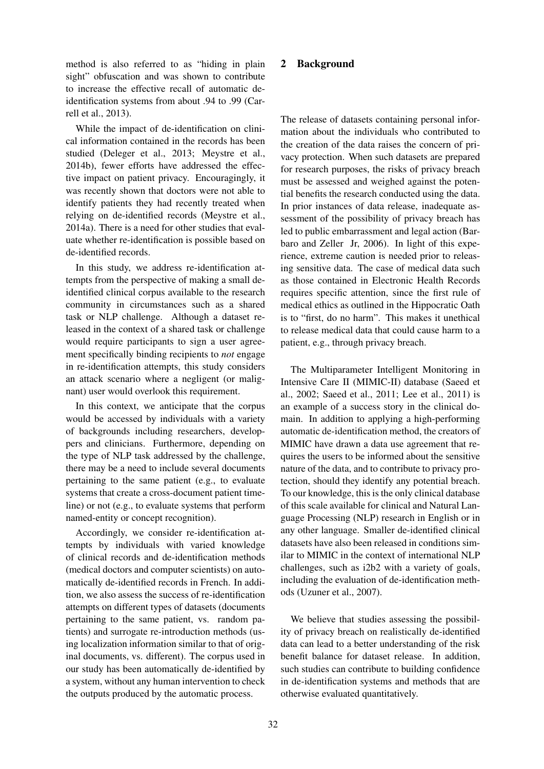method is also referred to as "hiding in plain sight" obfuscation and was shown to contribute to increase the effective recall of automatic de-identification systems from about .94 to .99 (Carrell et al., 2013).

While the impact of de-identification on clinical information contained in the records has been studied (Deleger et al., 2013; Meystre et al., 2014b), fewer efforts have addressed the effective impact on patient privacy. Encouragingly, it was recently shown that doctors were not able to identify patients they had recently treated when relying on de-identified records (Meystre et al., 2014a). There is a need for other studies that evaluate whether re-identification is possible based on de-identified records.

In this study, we address re-identification attempts from the perspective of making a small de-identified clinical corpus available to the research community in circumstances such as a shared task or NLP challenge. Although a dataset released in the context of a shared task or challenge would require participants to sign a user agreement specifically binding recipients to *not* engage in re-identification attempts, this study considers an attack scenario where a negligent (or malignant) user would overlook this requirement.

In this context, we anticipate that the corpus would be accessed by individuals with a variety of backgrounds including researchers, developpers and clinicians. Furthermore, depending on the type of NLP task addressed by the challenge, there may be a need to include several documents pertaining to the same patient (e.g., to evaluate systems that create a cross-document patient timeline) or not (e.g., to evaluate systems that perform named-entity or concept recognition).

Accordingly, we consider re-identification attempts by individuals with varied knowledge of clinical records and de-identification methods (medical doctors and computer scientists) on automatically de-identified records in French. In addition, we also assess the success of re-identification attempts on different types of datasets (documents pertaining to the same patient, vs. random patients) and surrogate re-introduction methods (using localization information similar to that of original documents, vs. different). The corpus used in our study has been automatically de-identified by a system, without any human intervention to check the outputs produced by the automatic process.

## 2 Background

The release of datasets containing personal information about the individuals who contributed to the creation of the data raises the concern of privacy protection. When such datasets are prepared for research purposes, the risks of privacy breach must be assessed and weighed against the potential benefits the research conducted using the data. In prior instances of data release, inadequate assessment of the possibility of privacy breach has led to public embarrassment and legal action (Barbaro and Zeller Jr, 2006). In light of this experience, extreme caution is needed prior to releasing sensitive data. The case of medical data such as those contained in Electronic Health Records requires specific attention, since the first rule of medical ethics as outlined in the Hippocratic Oath is to "first, do no harm". This makes it unethical to release medical data that could cause harm to a patient, e.g., through privacy breach.

The Multiparameter Intelligent Monitoring in Intensive Care II (MIMIC-II) database (Saeed et al., 2002; Saeed et al., 2011; Lee et al., 2011) is an example of a success story in the clinical domain. In addition to applying a high-performing automatic de-identification method, the creators of MIMIC have drawn a data use agreement that requires the users to be informed about the sensitive nature of the data, and to contribute to privacy protection, should they identify any potential breach. To our knowledge, this is the only clinical database of this scale available for clinical and Natural Language Processing (NLP) research in English or in any other language. Smaller de-identified clinical datasets have also been released in conditions similar to MIMIC in the context of international NLP challenges, such as i2b2 with a variety of goals, including the evaluation of de-identification methods (Uzuner et al., 2007).

We believe that studies assessing the possibility of privacy breach on realistically de-identified data can lead to a better understanding of the risk benefit balance for dataset release. In addition, such studies can contribute to building confidence in de-identification systems and methods that are otherwise evaluated quantitatively.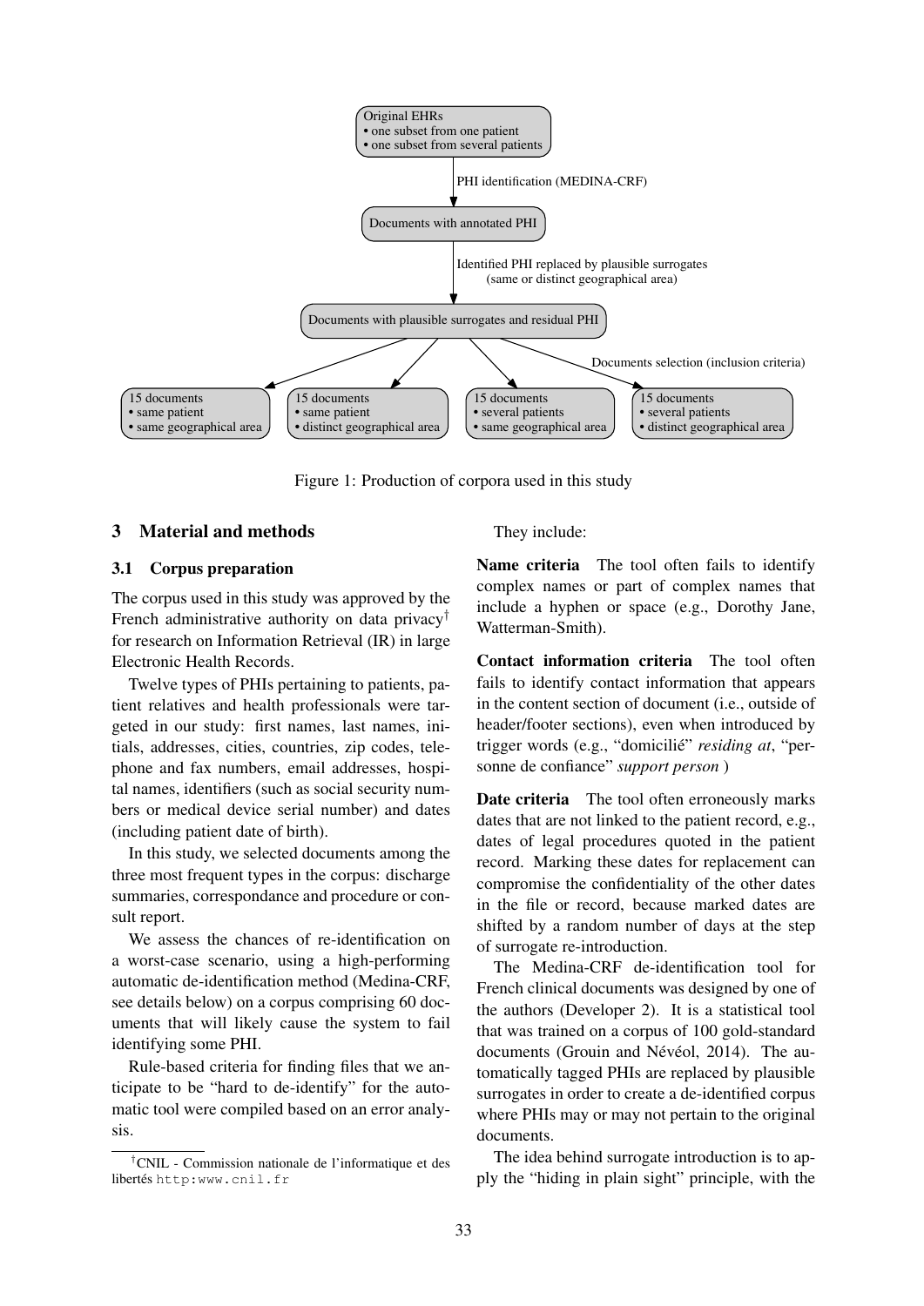Original EHRs
• one subset from one patient
• one subset from several patients

PHI identification (MEDINA-CRF)

Documents with annotated PHI

Identified PHI replaced by plausible surrogates (same or distinct geographical area)

Documents with plausible surrogates and residual PHI

Documents selection (inclusion criteria)

15 documents
• same patient
• same geographical area

15 documents
• same patient
• distinct geographical area

15 documents
• several patients
• same geographical area

15 documents
• several patients
• distinct geographical area

Figure 1: Production of corpora used in this study

## 3 Material and methods

### 3.1 Corpus preparation

The corpus used in this study was approved by the French administrative authority on data privacy[†] for research on Information Retrieval (IR) in large Electronic Health Records.

Twelve types of PHIs pertaining to patients, patient relatives and health professionals were targeted in our study: first names, last names, initials, addresses, cities, countries, zip codes, telephone and fax numbers, email addresses, hospital names, identifiers (such as social security numbers or medical device serial number) and dates (including patient date of birth).

In this study, we selected documents among the three most frequent types in the corpus: discharge summaries, correspondance and procedure or consult report.

We assess the chances of re-identification on a worst-case scenario, using a high-performing automatic de-identification method (Medina-CRF, see details below) on a corpus comprising 60 documents that will likely cause the system to fail identifying some PHI.

Rule-based criteria for finding files that we anticipate to be "hard to de-identify" for the automatic tool were compiled based on an error analysis.

[†]CNIL - Commission nationale de l'informatique et des libertés http:www.cnil.fr

They include:

**Name criteria** The tool often fails to identify complex names or part of complex names that include a hyphen or space (e.g., Dorothy Jane, Watterman-Smith).

**Contact information criteria** The tool often fails to identify contact information that appears in the content section of document (i.e., outside of header/footer sections), even when introduced by trigger words (e.g., "domicilié" *residing at*, "personne de confiance" *support person* )

**Date criteria** The tool often erroneously marks dates that are not linked to the patient record, e.g., dates of legal procedures quoted in the patient record. Marking these dates for replacement can compromise the confidentiality of the other dates in the file or record, because marked dates are shifted by a random number of days at the step of surrogate re-introduction.

The Medina-CRF de-identification tool for French clinical documents was designed by one of the authors (Developer 2). It is a statistical tool that was trained on a corpus of 100 gold-standard documents (Grouin and Névéol, 2014). The automatically tagged PHIs are replaced by plausible surrogates in order to create a de-identified corpus where PHIs may or may not pertain to the original documents.

The idea behind surrogate introduction is to apply the "hiding in plain sight" principle, with the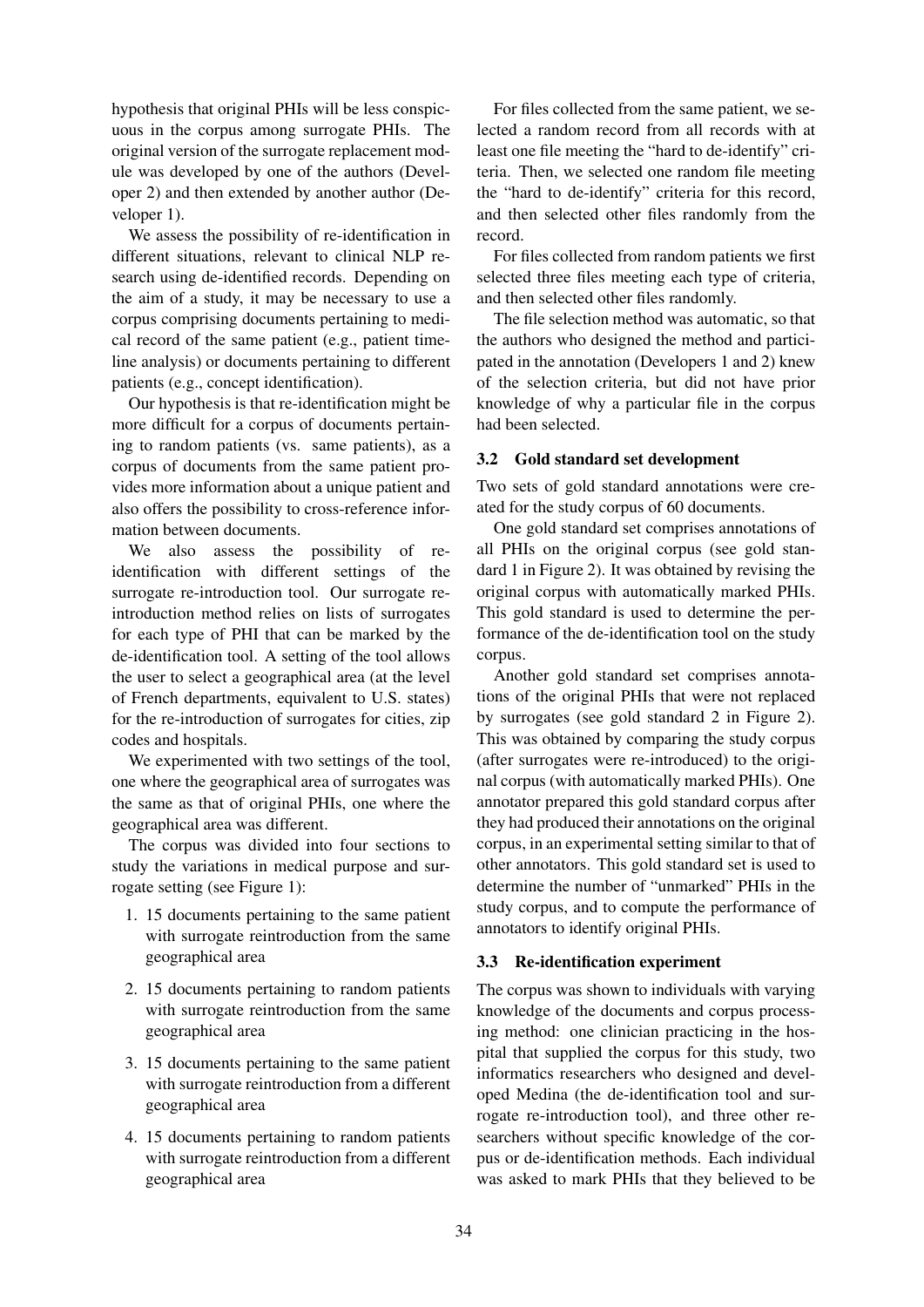hypothesis that original PHIs will be less conspicuous in the corpus among surrogate PHIs. The original version of the surrogate replacement module was developed by one of the authors (Developer 2) and then extended by another author (Developer 1).

We assess the possibility of re-identification in different situations, relevant to clinical NLP research using de-identified records. Depending on the aim of a study, it may be necessary to use a corpus comprising documents pertaining to medical record of the same patient (e.g., patient timeline analysis) or documents pertaining to different patients (e.g., concept identification).

Our hypothesis is that re-identification might be more difficult for a corpus of documents pertaining to random patients (vs. same patients), as a corpus of documents from the same patient provides more information about a unique patient and also offers the possibility to cross-reference information between documents.

We also assess the possibility of re-identification with different settings of the surrogate re-introduction tool. Our surrogate re-introduction method relies on lists of surrogates for each type of PHI that can be marked by the de-identification tool. A setting of the tool allows the user to select a geographical area (at the level of French departments, equivalent to U.S. states) for the re-introduction of surrogates for cities, zip codes and hospitals.

We experimented with two settings of the tool, one where the geographical area of surrogates was the same as that of original PHIs, one where the geographical area was different.

The corpus was divided into four sections to study the variations in medical purpose and surrogate setting (see Figure 1):

1. 15 documents pertaining to the same patient with surrogate reintroduction from the same geographical area
2. 15 documents pertaining to random patients with surrogate reintroduction from the same geographical area
3. 15 documents pertaining to the same patient with surrogate reintroduction from a different geographical area
4. 15 documents pertaining to random patients with surrogate reintroduction from a different geographical area

For files collected from the same patient, we selected a random record from all records with at least one file meeting the "hard to de-identify" criteria. Then, we selected one random file meeting the "hard to de-identify" criteria for this record, and then selected other files randomly from the record.

For files collected from random patients we first selected three files meeting each type of criteria, and then selected other files randomly.

The file selection method was automatic, so that the authors who designed the method and participated in the annotation (Developers 1 and 2) knew of the selection criteria, but did not have prior knowledge of why a particular file in the corpus had been selected.

### 3.2 Gold standard set development

Two sets of gold standard annotations were created for the study corpus of 60 documents.

One gold standard set comprises annotations of all PHIs on the original corpus (see gold standard 1 in Figure 2). It was obtained by revising the original corpus with automatically marked PHIs. This gold standard is used to determine the performance of the de-identification tool on the study corpus.

Another gold standard set comprises annotations of the original PHIs that were not replaced by surrogates (see gold standard 2 in Figure 2). This was obtained by comparing the study corpus (after surrogates were re-introduced) to the original corpus (with automatically marked PHIs). One annotator prepared this gold standard corpus after they had produced their annotations on the original corpus, in an experimental setting similar to that of other annotators. This gold standard set is used to determine the number of "unmarked" PHIs in the study corpus, and to compute the performance of annotators to identify original PHIs.

### 3.3 Re-identification experiment

The corpus was shown to individuals with varying knowledge of the documents and corpus processing method: one clinician practicing in the hospital that supplied the corpus for this study, two informatics researchers who designed and developed Medina (the de-identification tool and surrogate re-introduction tool), and three other researchers without specific knowledge of the corpus or de-identification methods. Each individual was asked to mark PHIs that they believed to be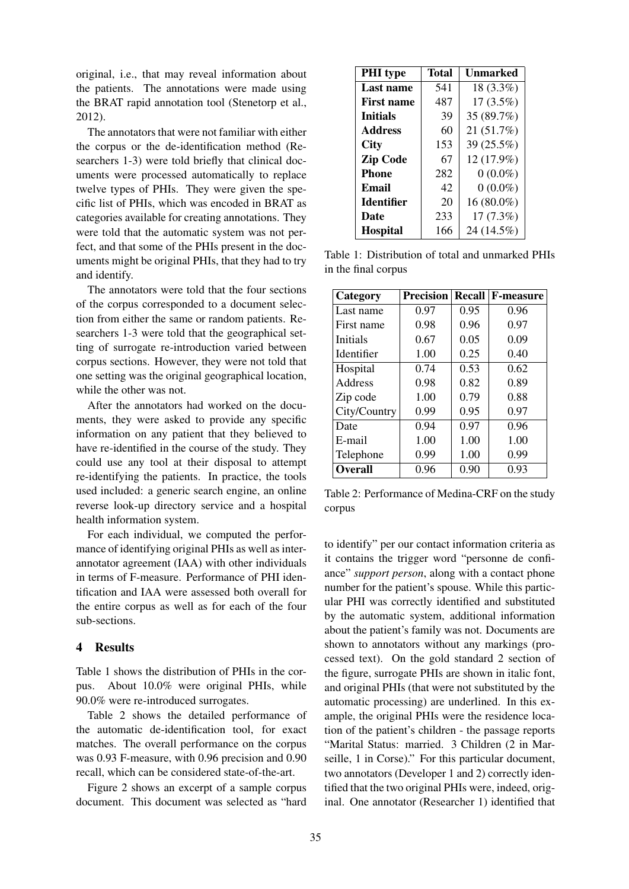original, i.e., that may reveal information about the patients. The annotations were made using the BRAT rapid annotation tool (Stenetorp et al., 2012).

The annotators that were not familiar with either the corpus or the de-identification method (Researchers 1-3) were told briefly that clinical documents were processed automatically to replace twelve types of PHIs. They were given the specific list of PHIs, which was encoded in BRAT as categories available for creating annotations. They were told that the automatic system was not perfect, and that some of the PHIs present in the documents might be original PHIs, that they had to try and identify.

The annotators were told that the four sections of the corpus corresponded to a document selection from either the same or random patients. Researchers 1-3 were told that the geographical setting of surrogate re-introduction varied between corpus sections. However, they were not told that one setting was the original geographical location, while the other was not.

After the annotators had worked on the documents, they were asked to provide any specific information on any patient that they believed to have re-identified in the course of the study. They could use any tool at their disposal to attempt re-identifying the patients. In practice, the tools used included: a generic search engine, an online reverse look-up directory service and a hospital health information system.

For each individual, we computed the performance of identifying original PHIs as well as inter-annotator agreement (IAA) with other individuals in terms of F-measure. Performance of PHI identification and IAA were assessed both overall for the entire corpus as well as for each of the four sub-sections.

## 4 Results

Table 1 shows the distribution of PHIs in the corpus. About 10.0% were original PHIs, while 90.0% were re-introduced surrogates.

Table 2 shows the detailed performance of the automatic de-identification tool, for exact matches. The overall performance on the corpus was 0.93 F-measure, with 0.96 precision and 0.90 recall, which can be considered state-of-the-art.

Figure 2 shows an excerpt of a sample corpus document. This document was selected as "hard to identify" per our contact information criteria as it contains the trigger word "personne de confiance" *support person*, along with a contact phone number for the patient's spouse. While this particular PHI was correctly identified and substituted by the automatic system, additional information about the patient's family was not. Documents are shown to annotators without any markings (processed text). On the gold standard 2 section of the figure, surrogate PHIs are shown in italic font, and original PHIs (that were not substituted by the automatic processing) are underlined. In this example, the original PHIs were the residence location of the patient's children - the passage reports "Marital Status: married. 3 Children (2 in Marseille, 1 in Corse)." For this particular document, two annotators (Developer 1 and 2) correctly identified that the two original PHIs were, indeed, original. One annotator (Researcher 1) identified that

| **PHI type** | **Total** | **Unmarked** |
|---|---|---|
| **Last name** | 541 | 18 (3.3%) |
| **First name** | 487 | 17 (3.5%) |
| **Initials** | 39 | 35 (89.7%) |
| **Address** | 60 | 21 (51.7%) |
| **City** | 153 | 39 (25.5%) |
| **Zip Code** | 67 | 12 (17.9%) |
| **Phone** | 282 | 0 (0.0%) |
| **Email** | 42 | 0 (0.0%) |
| **Identifier** | 20 | 16 (80.0%) |
| **Date** | 233 | 17 (7.3%) |
| **Hospital** | 166 | 24 (14.5%) |

Table 1: Distribution of total and unmarked PHIs in the final corpus

| **Category** | **Precision** | **Recall** | **F-measure** |
|---|---|---|---|
| Last name | 0.97 | 0.95 | 0.96 |
| First name | 0.98 | 0.96 | 0.97 |
| Initials | 0.67 | 0.05 | 0.09 |
| Identifier | 1.00 | 0.25 | 0.40 |
| Hospital | 0.74 | 0.53 | 0.62 |
| Address | 0.98 | 0.82 | 0.89 |
| Zip code | 1.00 | 0.79 | 0.88 |
| City/Country | 0.99 | 0.95 | 0.97 |
| Date | 0.94 | 0.97 | 0.96 |
| E-mail | 1.00 | 1.00 | 1.00 |
| Telephone | 0.99 | 1.00 | 0.99 |
| **Overall** | 0.96 | 0.90 | 0.93 |

Table 2: Performance of Medina-CRF on the study corpus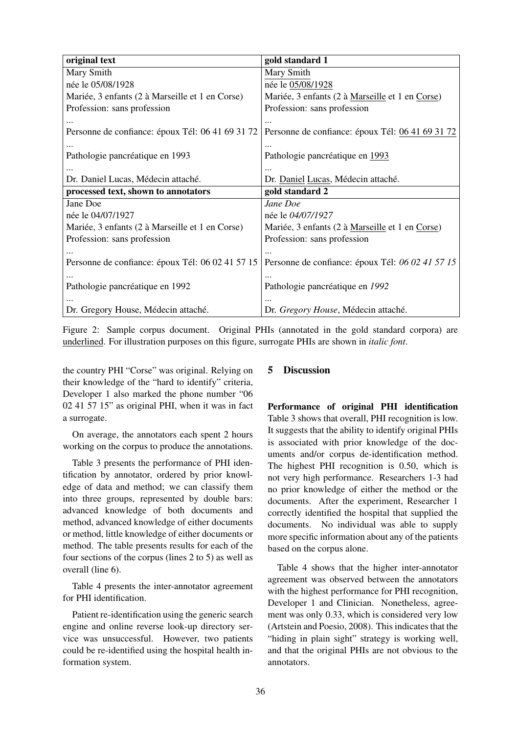| original text | gold standard 1 |
|---|---|
| Mary Smith | <u>Mary Smith</u> |
| née le 05/08/1928 | née le <u>05/08/1928</u> |
| Mariée, 3 enfants (2 à Marseille et 1 en Corse) | Mariée, 3 enfants (2 à <u>Marseille</u> et 1 en <u>Corse</u>) |
| Profession: sans profession | Profession: sans profession |
| ... | ... |
| Personne de confiance: époux Tél: 06 41 69 31 72 | Personne de confiance: époux Tél: <u>06 41 69 31 72</u> |
| ... | ... |
| Pathologie pancréatique en 1993 | Pathologie pancréatique en <u>1993</u> |
| ... | ... |
| Dr. Daniel Lucas, Médecin attaché. | Dr. <u>Daniel</u> <u>Lucas</u>, Médecin attaché. |
| **processed text, shown to annotators** | **gold standard 2** |
| Jane Doe | *Jane Doe* |
| née le 04/07/1927 | née le *04/07/1927* |
| Mariée, 3 enfants (2 à Marseille et 1 en Corse) | Mariée, 3 enfants (2 à <u>Marseille</u> et 1 en <u>Corse</u>) |
| Profession: sans profession | Profession: sans profession |
| ... | ... |
| Personne de confiance: époux Tél: 06 02 41 57 15 | Personne de confiance: époux Tél: *06 02 41 57 15* |
| ... | ... |
| Pathologie pancréatique en 1992 | Pathologie pancréatique en *1992* |
| ... | ... |
| Dr. Gregory House, Médecin attaché. | Dr. *Gregory House*, Médecin attaché. |

Figure 2: Sample corpus document. Original PHIs (annotated in the gold standard corpora) are <u>underlined</u>. For illustration purposes on this figure, surrogate PHIs are shown in *italic font*.

the country PHI "Corse" was original. Relying on their knowledge of the "hard to identify" criteria, Developer 1 also marked the phone number "06 02 41 57 15" as original PHI, when it was in fact a surrogate.

On average, the annotators each spent 2 hours working on the corpus to produce the annotations.

Table 3 presents the performance of PHI identification by annotator, ordered by prior knowledge of data and method; we can classify them into three groups, represented by double bars: advanced knowledge of both documents and method, advanced knowledge of either documents or method, little knowledge of either documents or method. The table presents results for each of the four sections of the corpus (lines 2 to 5) as well as overall (line 6).

Table 4 presents the inter-annotator agreement for PHI identification.

Patient re-identification using the generic search engine and online reverse look-up directory service was unsuccessful. However, two patients could be re-identified using the hospital health information system.

## 5 Discussion

**Performance of original PHI identification** Table 3 shows that overall, PHI recognition is low. It suggests that the ability to identify original PHIs is associated with prior knowledge of the documents and/or corpus de-identification method. The highest PHI recognition is 0.50, which is not very high performance. Researchers 1-3 had no prior knowledge of either the method or the documents. After the experiment, Researcher 1 correctly identified the hospital that supplied the documents. No individual was able to supply more specific information about any of the patients based on the corpus alone.

Table 4 shows that the higher inter-annotator agreement was observed between the annotators with the highest performance for PHI recognition, Developer 1 and Clinician. Nonetheless, agreement was only 0.33, which is considered very low (Artstein and Poesio, 2008). This indicates that the "hiding in plain sight" strategy is working well, and that the original PHIs are not obvious to the annotators.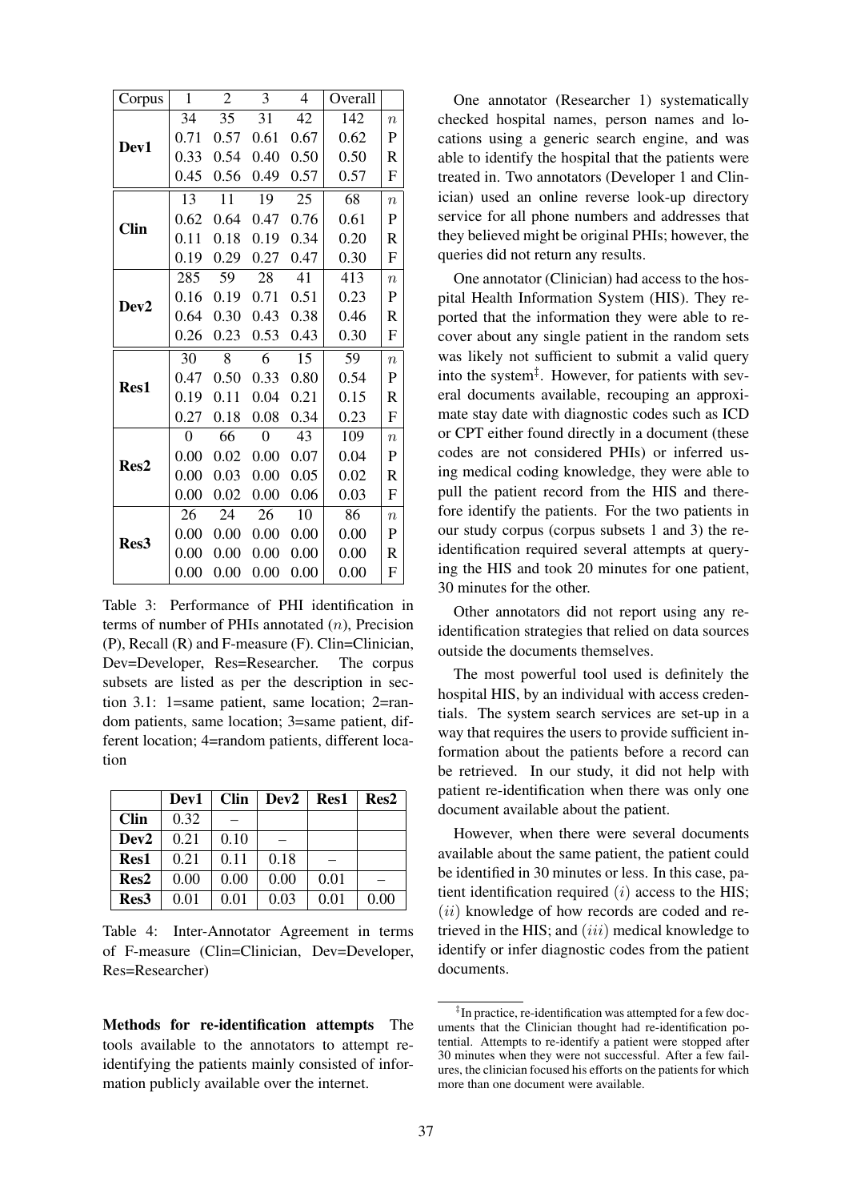| Corpus | 1 | 2 | 3 | 4 | Overall | |
|---|---|---|---|---|---|---|
| **Dev1** | 34 | 35 | 31 | 42 | 142 | $n$ |
| | 0.71 | 0.57 | 0.61 | 0.67 | 0.62 | P |
| | 0.33 | 0.54 | 0.40 | 0.50 | 0.50 | R |
| | 0.45 | 0.56 | 0.49 | 0.57 | 0.57 | F |
| **Clin** | 13 | 11 | 19 | 25 | 68 | $n$ |
| | 0.62 | 0.64 | 0.47 | 0.76 | 0.61 | P |
| | 0.11 | 0.18 | 0.19 | 0.34 | 0.20 | R |
| | 0.19 | 0.29 | 0.27 | 0.47 | 0.30 | F |
| **Dev2** | 285 | 59 | 28 | 41 | 413 | $n$ |
| | 0.16 | 0.19 | 0.71 | 0.51 | 0.23 | P |
| | 0.64 | 0.30 | 0.43 | 0.38 | 0.46 | R |
| | 0.26 | 0.23 | 0.53 | 0.43 | 0.30 | F |
| **Res1** | 30 | 8 | 6 | 15 | 59 | $n$ |
| | 0.47 | 0.50 | 0.33 | 0.80 | 0.54 | P |
| | 0.19 | 0.11 | 0.04 | 0.21 | 0.15 | R |
| | 0.27 | 0.18 | 0.08 | 0.34 | 0.23 | F |
| **Res2** | 0 | 66 | 0 | 43 | 109 | $n$ |
| | 0.00 | 0.02 | 0.00 | 0.07 | 0.04 | P |
| | 0.00 | 0.03 | 0.00 | 0.05 | 0.02 | R |
| | 0.00 | 0.02 | 0.00 | 0.06 | 0.03 | F |
| **Res3** | 26 | 24 | 26 | 10 | 86 | $n$ |
| | 0.00 | 0.00 | 0.00 | 0.00 | 0.00 | P |
| | 0.00 | 0.00 | 0.00 | 0.00 | 0.00 | R |
| | 0.00 | 0.00 | 0.00 | 0.00 | 0.00 | F |

Table 3: Performance of PHI identification in terms of number of PHIs annotated ($n$), Precision (P), Recall (R) and F-measure (F). Clin=Clinician, Dev=Developer, Res=Researcher. The corpus subsets are listed as per the description in section 3.1: 1=same patient, same location; 2=random patients, same location; 3=same patient, different location; 4=random patients, different location

| | **Dev1** | **Clin** | **Dev2** | **Res1** | **Res2** |
|---|---|---|---|---|---|
| **Clin** | 0.32 | – | | | |
| **Dev2** | 0.21 | 0.10 | – | | |
| **Res1** | 0.21 | 0.11 | 0.18 | – | |
| **Res2** | 0.00 | 0.00 | 0.00 | 0.01 | – |
| **Res3** | 0.01 | 0.01 | 0.03 | 0.01 | 0.00 |

Table 4: Inter-Annotator Agreement in terms of F-measure (Clin=Clinician, Dev=Developer, Res=Researcher)

**Methods for re-identification attempts** The tools available to the annotators to attempt re-identifying the patients mainly consisted of information publicly available over the internet.

One annotator (Researcher 1) systematically checked hospital names, person names and locations using a generic search engine, and was able to identify the hospital that the patients were treated in. Two annotators (Developer 1 and Clinician) used an online reverse look-up directory service for all phone numbers and addresses that they believed might be original PHIs; however, the queries did not return any results.

One annotator (Clinician) had access to the hospital Health Information System (HIS). They reported that the information they were able to recover about any single patient in the random sets was likely not sufficient to submit a valid query into the system[‡]. However, for patients with several documents available, recouping an approximate stay date with diagnostic codes such as ICD or CPT either found directly in a document (these codes are not considered PHIs) or inferred using medical coding knowledge, they were able to pull the patient record from the HIS and therefore identify the patients. For the two patients in our study corpus (corpus subsets 1 and 3) the re-identification required several attempts at querying the HIS and took 20 minutes for one patient, 30 minutes for the other.

Other annotators did not report using any re-identification strategies that relied on data sources outside the documents themselves.

The most powerful tool used is definitely the hospital HIS, by an individual with access credentials. The system search services are set-up in a way that requires the users to provide sufficient information about the patients before a record can be retrieved. In our study, it did not help with patient re-identification when there was only one document available about the patient.

However, when there were several documents available about the same patient, the patient could be identified in 30 minutes or less. In this case, patient identification required $(i)$ access to the HIS; $(ii)$ knowledge of how records are coded and retrieved in the HIS; and $(iii)$ medical knowledge to identify or infer diagnostic codes from the patient documents.

[‡]In practice, re-identification was attempted for a few documents that the Clinician thought had re-identification potential. Attempts to re-identify a patient were stopped after 30 minutes when they were not successful. After a few failures, the clinician focused his efforts on the patients for which more than one document were available.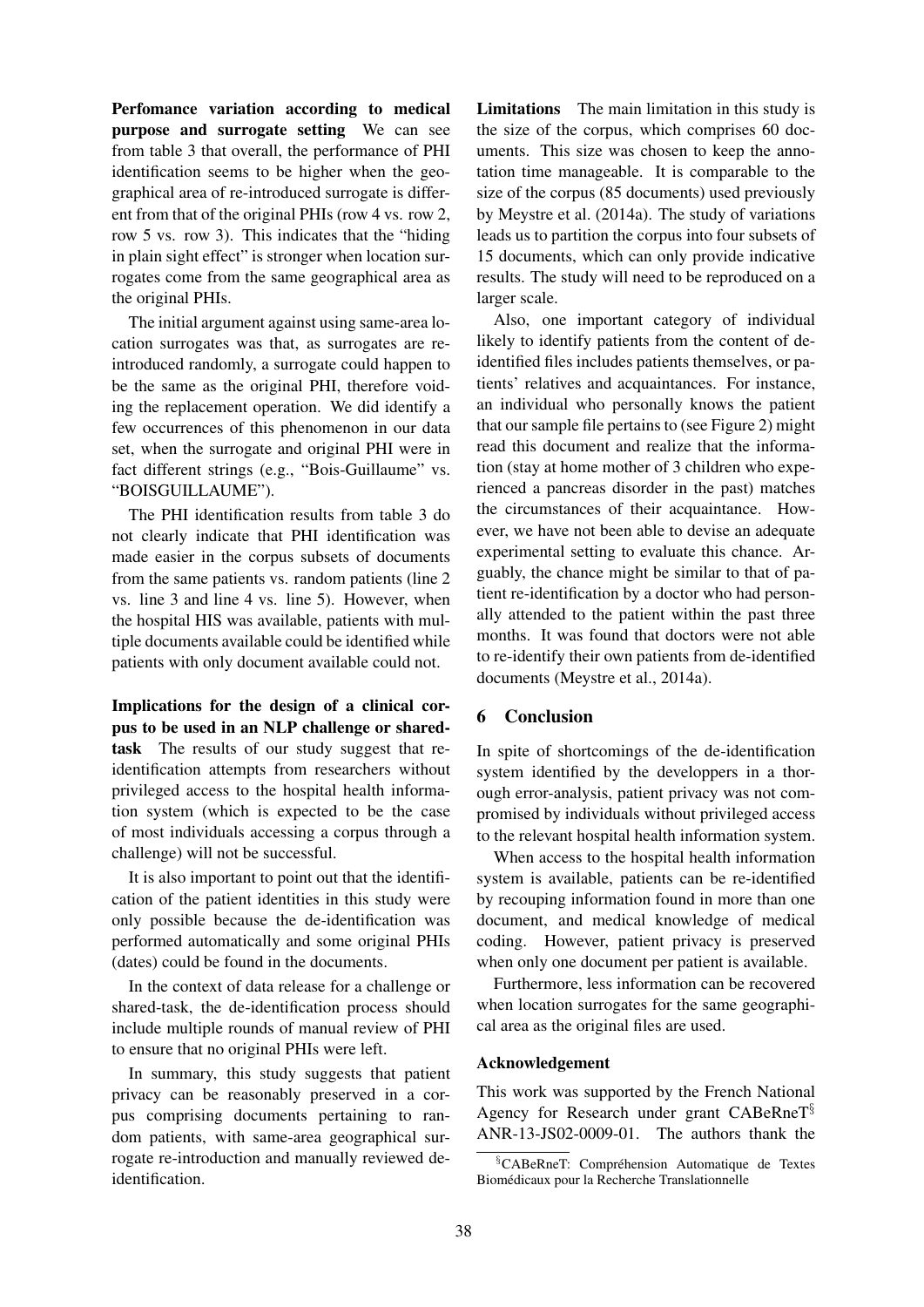**Perfomance variation according to medical purpose and surrogate setting** We can see from table 3 that overall, the performance of PHI identification seems to be higher when the geographical area of re-introduced surrogate is different from that of the original PHIs (row 4 vs. row 2, row 5 vs. row 3). This indicates that the "hiding in plain sight effect" is stronger when location surrogates come from the same geographical area as the original PHIs.

The initial argument against using same-area location surrogates was that, as surrogates are re-introduced randomly, a surrogate could happen to be the same as the original PHI, therefore voiding the replacement operation. We did identify a few occurrences of this phenomenon in our data set, when the surrogate and original PHI were in fact different strings (e.g., "Bois-Guillaume" vs. "BOISGUILLAUME").

The PHI identification results from table 3 do not clearly indicate that PHI identification was made easier in the corpus subsets of documents from the same patients vs. random patients (line 2 vs. line 3 and line 4 vs. line 5). However, when the hospital HIS was available, patients with multiple documents available could be identified while patients with only document available could not.

**Implications for the design of a clinical corpus to be used in an NLP challenge or shared-task** The results of our study suggest that re-identification attempts from researchers without privileged access to the hospital health information system (which is expected to be the case of most individuals accessing a corpus through a challenge) will not be successful.

It is also important to point out that the identification of the patient identities in this study were only possible because the de-identification was performed automatically and some original PHIs (dates) could be found in the documents.

In the context of data release for a challenge or shared-task, the de-identification process should include multiple rounds of manual review of PHI to ensure that no original PHIs were left.

In summary, this study suggests that patient privacy can be reasonably preserved in a corpus comprising documents pertaining to random patients, with same-area geographical surrogate re-introduction and manually reviewed de-identification.

**Limitations** The main limitation in this study is the size of the corpus, which comprises 60 documents. This size was chosen to keep the annotation time manageable. It is comparable to the size of the corpus (85 documents) used previously by Meystre et al. (2014a). The study of variations leads us to partition the corpus into four subsets of 15 documents, which can only provide indicative results. The study will need to be reproduced on a larger scale.

Also, one important category of individual likely to identify patients from the content of de-identified files includes patients themselves, or patients' relatives and acquaintances. For instance, an individual who personally knows the patient that our sample file pertains to (see Figure 2) might read this document and realize that the information (stay at home mother of 3 children who experienced a pancreas disorder in the past) matches the circumstances of their acquaintance. However, we have not been able to devise an adequate experimental setting to evaluate this chance. Arguably, the chance might be similar to that of patient re-identification by a doctor who had personally attended to the patient within the past three months. It was found that doctors were not able to re-identify their own patients from de-identified documents (Meystre et al., 2014a).

## 6 Conclusion

In spite of shortcomings of the de-identification system identified by the developpers in a thorough error-analysis, patient privacy was not compromised by individuals without privileged access to the relevant hospital health information system.

When access to the hospital health information system is available, patients can be re-identified by recouping information found in more than one document, and medical knowledge of medical coding. However, patient privacy is preserved when only one document per patient is available.

Furthermore, less information can be recovered when location surrogates for the same geographical area as the original files are used.

### Acknowledgement

This work was supported by the French National Agency for Research under grant CABeRneT[§] ANR-13-JS02-0009-01. The authors thank the

[§]CABeRneT: Compréhension Automatique de Textes Biomédicaux pour la Recherche Translationnelle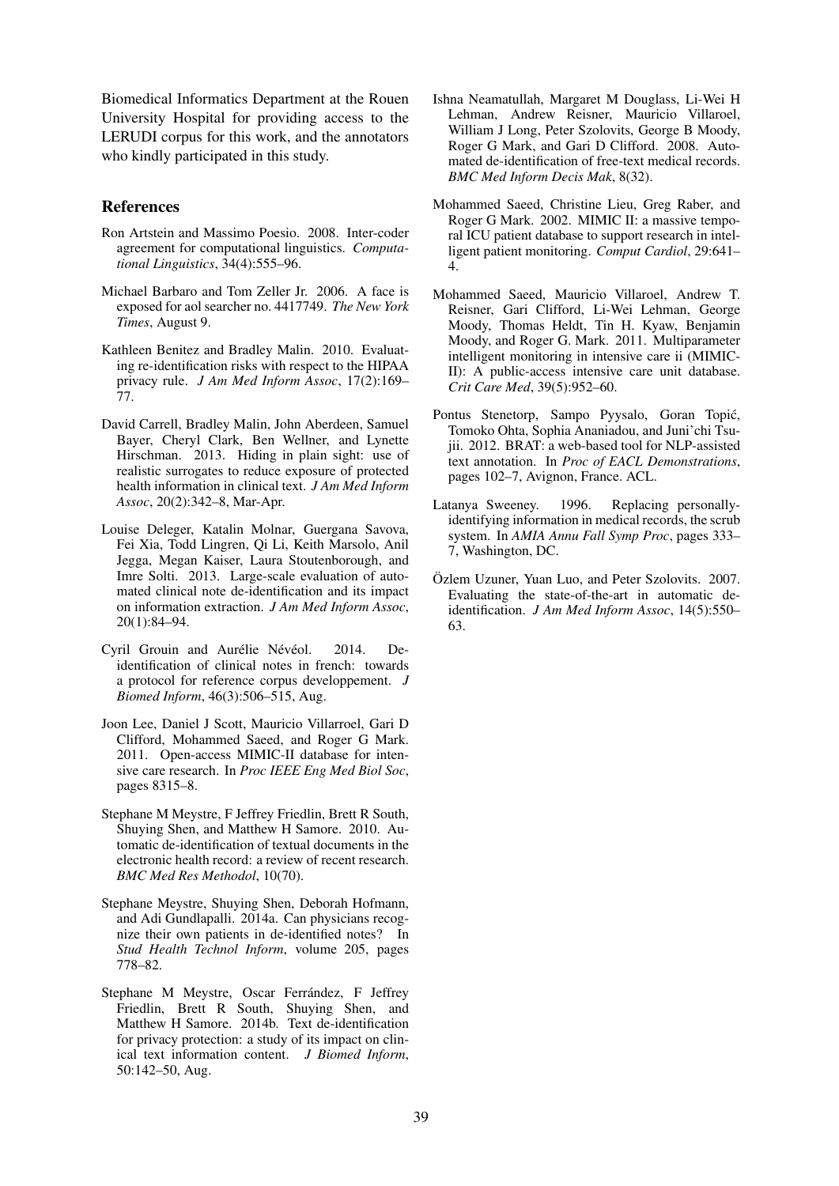Biomedical Informatics Department at the Rouen University Hospital for providing access to the LERUDI corpus for this work, and the annotators who kindly participated in this study.

## References

Ron Artstein and Massimo Poesio. 2008. Inter-coder agreement for computational linguistics. *Computational Linguistics*, 34(4):555–96.

Michael Barbaro and Tom Zeller Jr. 2006. A face is exposed for aol searcher no. 4417749. *The New York Times*, August 9.

Kathleen Benitez and Bradley Malin. 2010. Evaluating re-identification risks with respect to the HIPAA privacy rule. *J Am Med Inform Assoc*, 17(2):169–77.

David Carrell, Bradley Malin, John Aberdeen, Samuel Bayer, Cheryl Clark, Ben Wellner, and Lynette Hirschman. 2013. Hiding in plain sight: use of realistic surrogates to reduce exposure of protected health information in clinical text. *J Am Med Inform Assoc*, 20(2):342–8, Mar-Apr.

Louise Deleger, Katalin Molnar, Guergana Savova, Fei Xia, Todd Lingren, Qi Li, Keith Marsolo, Anil Jegga, Megan Kaiser, Laura Stoutenborough, and Imre Solti. 2013. Large-scale evaluation of automated clinical note de-identification and its impact on information extraction. *J Am Med Inform Assoc*, 20(1):84–94.

Cyril Grouin and Aurélie Névéol. 2014. De-identification of clinical notes in french: towards a protocol for reference corpus developpement. *J Biomed Inform*, 46(3):506–515, Aug.

Joon Lee, Daniel J Scott, Mauricio Villarroel, Gari D Clifford, Mohammed Saeed, and Roger G Mark. 2011. Open-access MIMIC-II database for intensive care research. In *Proc IEEE Eng Med Biol Soc*, pages 8315–8.

Stephane M Meystre, F Jeffrey Friedlin, Brett R South, Shuying Shen, and Matthew H Samore. 2010. Automatic de-identification of textual documents in the electronic health record: a review of recent research. *BMC Med Res Methodol*, 10(70).

Stephane Meystre, Shuying Shen, Deborah Hofmann, and Adi Gundlapalli. 2014a. Can physicians recognize their own patients in de-identified notes? In *Stud Health Technol Inform*, volume 205, pages 778–82.

Stephane M Meystre, Oscar Ferrández, F Jeffrey Friedlin, Brett R South, Shuying Shen, and Matthew H Samore. 2014b. Text de-identification for privacy protection: a study of its impact on clinical text information content. *J Biomed Inform*, 50:142–50, Aug.

Ishna Neamatullah, Margaret M Douglass, Li-Wei H Lehman, Andrew Reisner, Mauricio Villaroel, William J Long, Peter Szolovits, George B Moody, Roger G Mark, and Gari D Clifford. 2008. Automated de-identification of free-text medical records. *BMC Med Inform Decis Mak*, 8(32).

Mohammed Saeed, Christine Lieu, Greg Raber, and Roger G Mark. 2002. MIMIC II: a massive temporal ICU patient database to support research in intelligent patient monitoring. *Comput Cardiol*, 29:641–4.

Mohammed Saeed, Mauricio Villaroel, Andrew T. Reisner, Gari Clifford, Li-Wei Lehman, George Moody, Thomas Heldt, Tin H. Kyaw, Benjamin Moody, and Roger G. Mark. 2011. Multiparameter intelligent monitoring in intensive care ii (MIMIC-II): A public-access intensive care unit database. *Crit Care Med*, 39(5):952–60.

Pontus Stenetorp, Sampo Pyysalo, Goran Topić, Tomoko Ohta, Sophia Ananiadou, and Juni'chi Tsujii. 2012. BRAT: a web-based tool for NLP-assisted text annotation. In *Proc of EACL Demonstrations*, pages 102–7, Avignon, France. ACL.

Latanya Sweeney. 1996. Replacing personally-identifying information in medical records, the scrub system. In *AMIA Annu Fall Symp Proc*, pages 333–7, Washington, DC.

Özlem Uzuner, Yuan Luo, and Peter Szolovits. 2007. Evaluating the state-of-the-art in automatic de-identification. *J Am Med Inform Assoc*, 14(5):550–63.